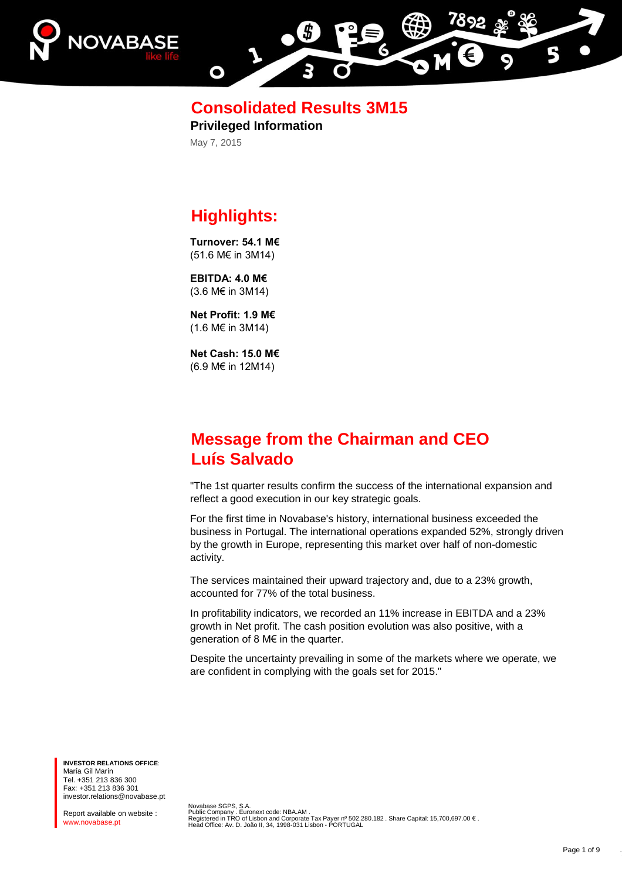# Consolidated Results 3M15

**Privileged Information**

May 7, 2015

## Highlights:

**Turnover: 54.1 M€**
(51.6 M€ in 3M14)

**EBITDA: 4.0 M€**
(3.6 M€ in 3M14)

**Net Profit: 1.9 M€**
(1.6 M€ in 3M14)

**Net Cash: 15.0 M€**
(6.9 M€ in 12M14)

## Message from the Chairman and CEO Luís Salvado

"The 1st quarter results confirm the success of the international expansion and reflect a good execution in our key strategic goals.

For the first time in Novabase's history, international business exceeded the business in Portugal. The international operations expanded 52%, strongly driven by the growth in Europe, representing this market over half of non-domestic activity.

The services maintained their upward trajectory and, due to a 23% growth, accounted for 77% of the total business.

In profitability indicators, we recorded an 11% increase in EBITDA and a 23% growth in Net profit. The cash position evolution was also positive, with a generation of 8 M€ in the quarter.

Despite the uncertainty prevailing in some of the markets where we operate, we are confident in complying with the goals set for 2015."

**INVESTOR RELATIONS OFFICE**:
María Gil Marín
Tel. +351 213 836 300
Fax: +351 213 836 301
investor.relations@novabase.pt

Report available on website :
www.novabase.pt

Novabase SGPS, S.A.
Public Company . Euronext code: NBA.AM .
Registered in TRO of Lisbon and Corporate Tax Payer nº 502.280.182 . Share Capital: 15,700,697.00 € .
Head Office: Av. D. João II, 34, 1998-031 Lisbon - PORTUGAL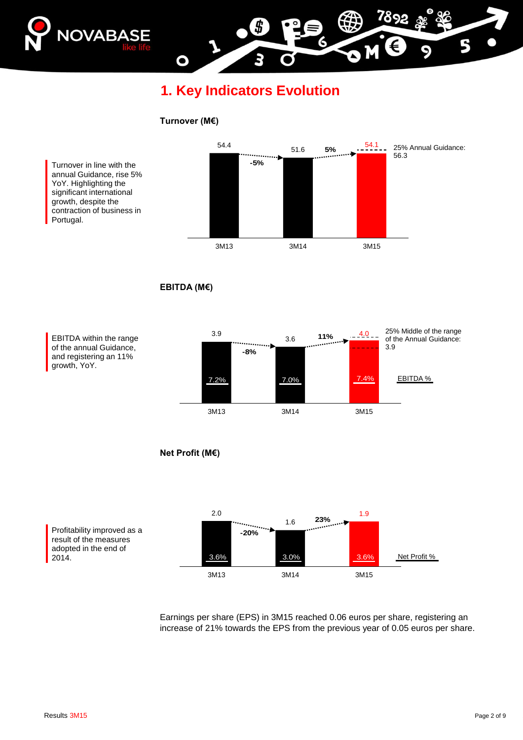# 1. Key Indicators Evolution

Turnover in line with the annual Guidance, rise 5% YoY. Highlighting the significant international growth, despite the contraction of business in Portugal.

**Turnover (M€)**

| | 3M13 | 3M14 | 3M15 |
|---|---|---|---|
| Turnover (M€) | 54.4 | 51.6 | 54.1 |
| YoY change | | -5% | 5% |

25% Annual Guidance: 56.3

EBITDA within the range of the annual Guidance, and registering an 11% growth, YoY.

**EBITDA (M€)**

| | 3M13 | 3M14 | 3M15 |
|---|---|---|---|
| EBITDA (M€) | 3.9 | 3.6 | 4.0 |
| EBITDA % | 7.2% | 7.0% | 7.4% |
| YoY change | | -8% | 11% |

25% Middle of the range of the Annual Guidance: 3.9

Profitability improved as a result of the measures adopted in the end of 2014.

**Net Profit (M€)**

| | 3M13 | 3M14 | 3M15 |
|---|---|---|---|
| Net Profit (M€) | 2.0 | 1.6 | 1.9 |
| Net Profit % | 3.6% | 3.0% | 3.6% |
| YoY change | | -20% | 23% |

Earnings per share (EPS) in 3M15 reached 0.06 euros per share, registering an increase of 21% towards the EPS from the previous year of 0.05 euros per share.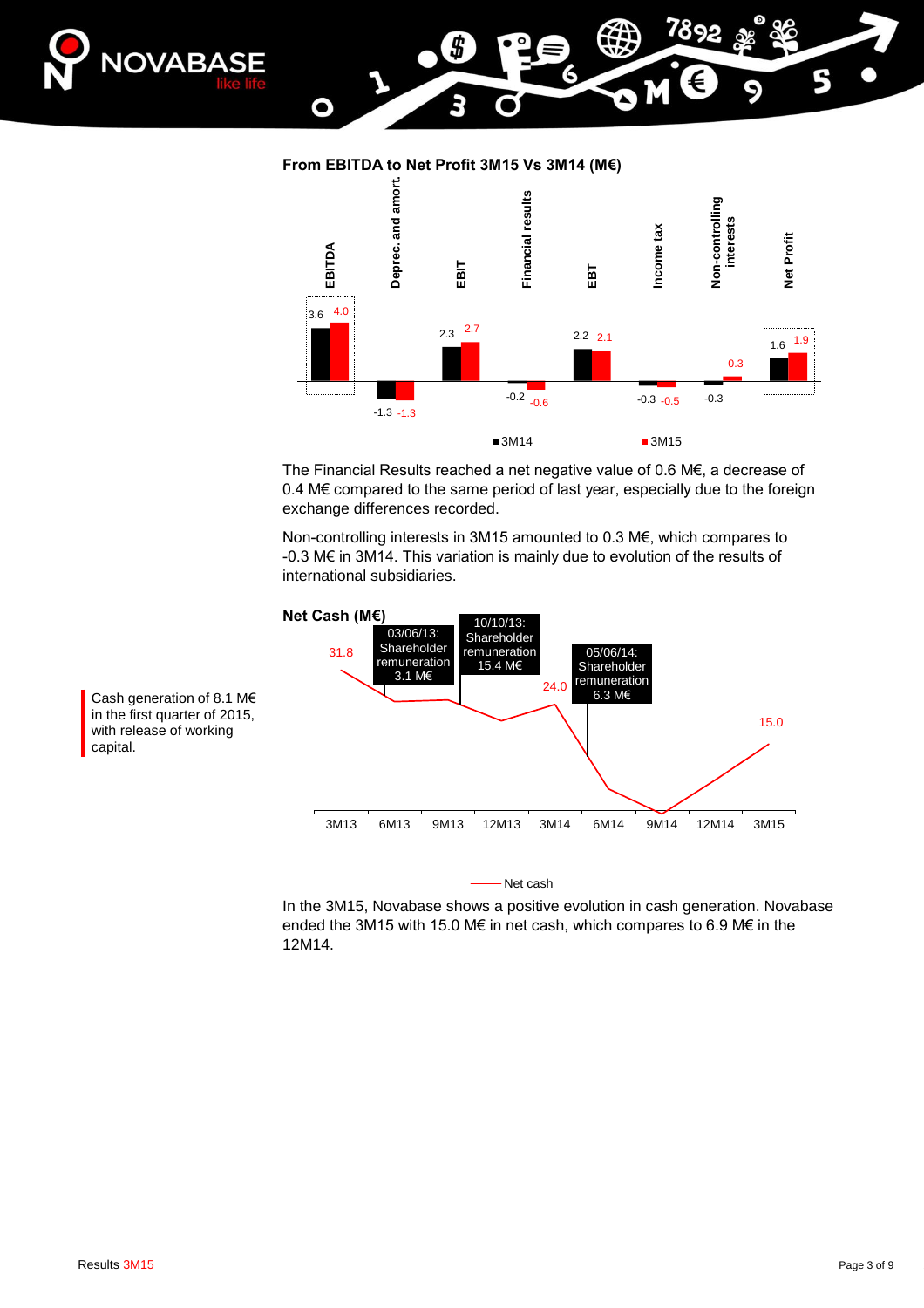**From EBITDA to Net Profit 3M15 Vs 3M14 (M€)**

| | EBITDA | Deprec. and amort. | EBIT | Financial results | EBT | Income tax | Non-controlling interests | Net Profit |
|---|---|---|---|---|---|---|---|---|
| 3M14 | 3.6 | -1.3 | 2.3 | -0.2 | 2.2 | -0.3 | -0.3 | 1.6 |
| 3M15 | 4.0 | -1.3 | 2.7 | -0.6 | 2.1 | -0.5 | 0.3 | 1.9 |

The Financial Results reached a net negative value of 0.6 M€, a decrease of 0.4 M€ compared to the same period of last year, especially due to the foreign exchange differences recorded.

Non-controlling interests in 3M15 amounted to 0.3 M€, which compares to -0.3 M€ in 3M14. This variation is mainly due to evolution of the results of international subsidiaries.

Cash generation of 8.1 M€ in the first quarter of 2015, with release of working capital.

**Net Cash (M€)**

| 3M13 | 6M13 | 9M13 | 12M13 | 3M14 | 6M14 | 9M14 | 12M14 | 3M15 |
|---|---|---|---|---|---|---|---|---|
| 31.8 | | | | 24.0 | | | | 15.0 |

- 03/06/13: Shareholder remuneration 3.1 M€
- 10/10/13: Shareholder remuneration 15.4 M€
- 05/06/14: Shareholder remuneration 6.3 M€

Net cash

In the 3M15, Novabase shows a positive evolution in cash generation. Novabase ended the 3M15 with 15.0 M€ in net cash, which compares to 6.9 M€ in the 12M14.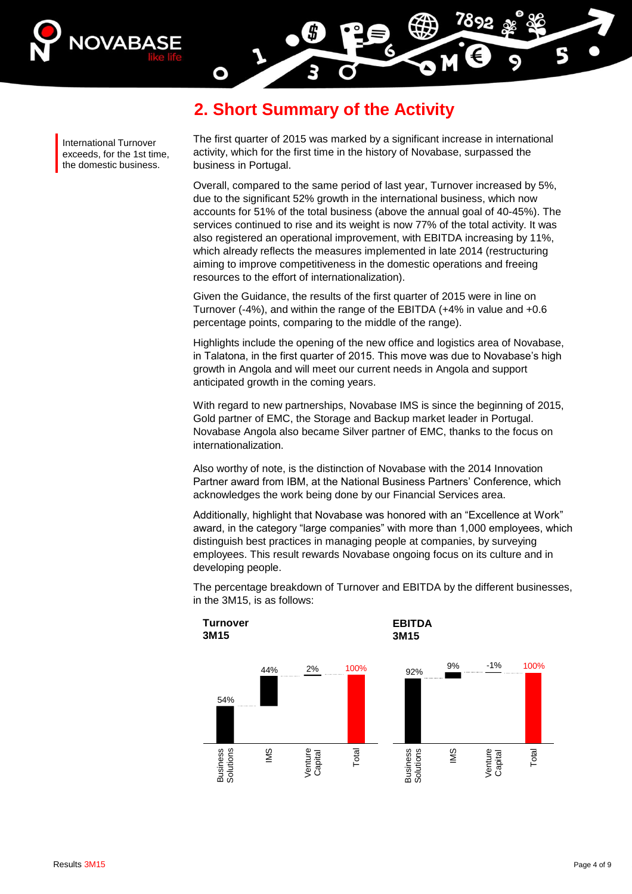## 2. Short Summary of the Activity

International Turnover exceeds, for the 1st time, the domestic business.

The first quarter of 2015 was marked by a significant increase in international activity, which for the first time in the history of Novabase, surpassed the business in Portugal.

Overall, compared to the same period of last year, Turnover increased by 5%, due to the significant 52% growth in the international business, which now accounts for 51% of the total business (above the annual goal of 40-45%). The services continued to rise and its weight is now 77% of the total activity. It was also registered an operational improvement, with EBITDA increasing by 11%, which already reflects the measures implemented in late 2014 (restructuring aiming to improve competitiveness in the domestic operations and freeing resources to the effort of internationalization).

Given the Guidance, the results of the first quarter of 2015 were in line on Turnover (-4%), and within the range of the EBITDA (+4% in value and +0.6 percentage points, comparing to the middle of the range).

Highlights include the opening of the new office and logistics area of Novabase, in Talatona, in the first quarter of 2015. This move was due to Novabase's high growth in Angola and will meet our current needs in Angola and support anticipated growth in the coming years.

With regard to new partnerships, Novabase IMS is since the beginning of 2015, Gold partner of EMC, the Storage and Backup market leader in Portugal. Novabase Angola also became Silver partner of EMC, thanks to the focus on internationalization.

Also worthy of note, is the distinction of Novabase with the 2014 Innovation Partner award from IBM, at the National Business Partners' Conference, which acknowledges the work being done by our Financial Services area.

Additionally, highlight that Novabase was honored with an "Excellence at Work" award, in the category "large companies" with more than 1,000 employees, which distinguish best practices in managing people at companies, by surveying employees. This result rewards Novabase ongoing focus on its culture and in developing people.

The percentage breakdown of Turnover and EBITDA by the different businesses, in the 3M15, is as follows:

**Turnover 3M15**

| Business Solutions | IMS | Venture Capital | Total |
|---|---|---|---|
| 54% | 44% | 2% | 100% |

**EBITDA 3M15**

| Business Solutions | IMS | Venture Capital | Total |
|---|---|---|---|
| 92% | 9% | -1% | 100% |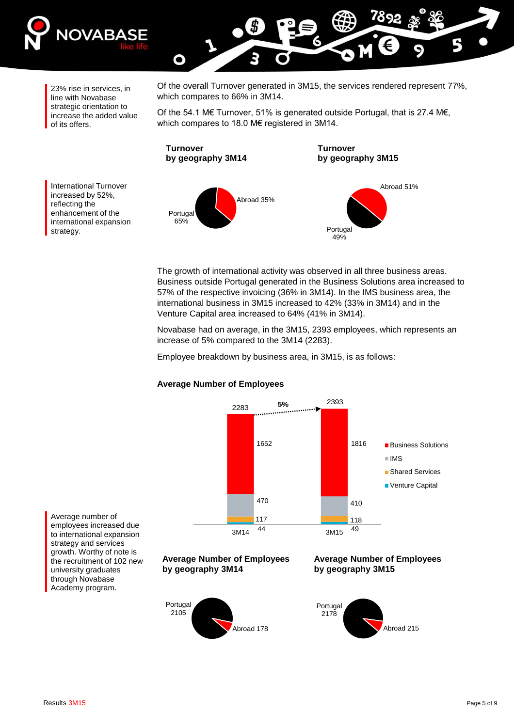23% rise in services, in line with Novabase strategic orientation to increase the added value of its offers.

Of the overall Turnover generated in 3M15, the services rendered represent 77%, which compares to 66% in 3M14.

Of the 54.1 M€ Turnover, 51% is generated outside Portugal, that is 27.4 M€, which compares to 18.0 M€ registered in 3M14.

International Turnover increased by 52%, reflecting the enhancement of the international expansion strategy.

**Turnover by geography 3M14**

| | |
|---|---|
| Portugal | 65% |
| Abroad | 35% |

**Turnover by geography 3M15**

| | |
|---|---|
| Portugal | 49% |
| Abroad | 51% |

The growth of international activity was observed in all three business areas. Business outside Portugal generated in the Business Solutions area increased to 57% of the respective invoicing (36% in 3M14). In the IMS business area, the international business in 3M15 increased to 42% (33% in 3M14) and in the Venture Capital area increased to 64% (41% in 3M14).

Novabase had on average, in the 3M15, 2393 employees, which represents an increase of 5% compared to the 3M14 (2283).

Employee breakdown by business area, in 3M15, is as follows:

**Average Number of Employees**

| | 3M14 | 3M15 |
|---|---|---|
| Business Solutions | 1652 | 1816 |
| IMS | 470 | 410 |
| Shared Services | 117 | 118 |
| Venture Capital | 44 | 49 |
| Total | 2283 | 2393 |

Change: 5%

Average number of employees increased due to international expansion strategy and services growth. Worthy of note is the recruitment of 102 new university graduates through Novabase Academy program.

**Average Number of Employees by geography 3M14**

| | |
|---|---|
| Portugal | 2105 |
| Abroad | 178 |

**Average Number of Employees by geography 3M15**

| | |
|---|---|
| Portugal | 2178 |
| Abroad | 215 |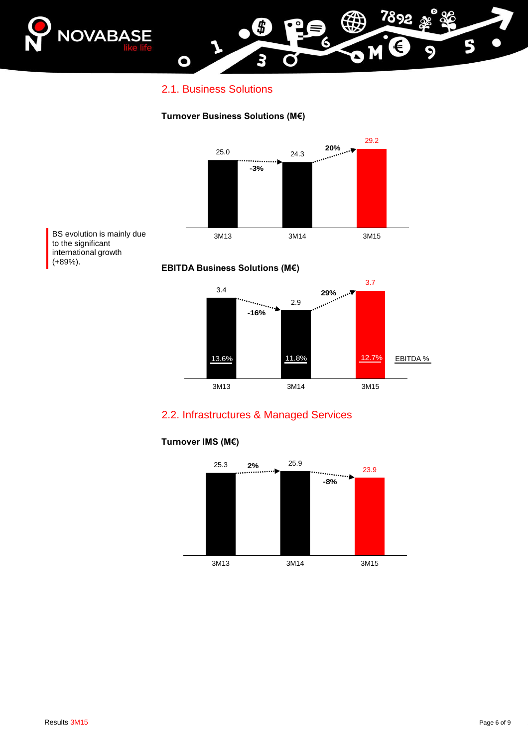## 2.1. Business Solutions

**Turnover Business Solutions (M€)**

| | 3M13 | 3M14 | 3M15 |
|---|---|---|---|
| Turnover | 25.0 | 24.3 | 29.2 |
| Change | | -3% | 20% |

BS evolution is mainly due to the significant international growth (+89%).

**EBITDA Business Solutions (M€)**

| | 3M13 | 3M14 | 3M15 |
|---|---|---|---|
| EBITDA | 3.4 | 2.9 | 3.7 |
| Change | | -16% | 29% |
| EBITDA % | 13.6% | 11.8% | 12.7% |

## 2.2. Infrastructures & Managed Services

**Turnover IMS (M€)**

| | 3M13 | 3M14 | 3M15 |
|---|---|---|---|
| Turnover | 25.3 | 25.9 | 23.9 |
| Change | | 2% | -8% |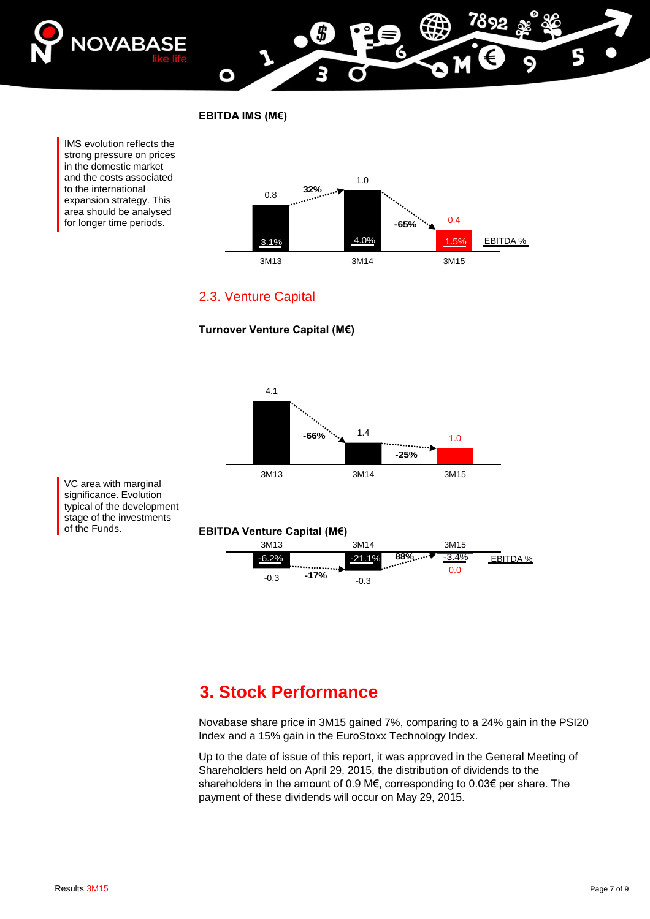**EBITDA IMS (M€)**

IMS evolution reflects the strong pressure on prices in the domestic market and the costs associated to the international expansion strategy. This area should be analysed for longer time periods.

| | 3M13 | 3M14 | 3M15 |
|---|---|---|---|
| EBITDA (M€) | 0.8 | 1.0 | 0.4 |
| EBITDA % | 3.1% | 4.0% | 1.5% |
| Change | | 32% | -65% |

## 2.3. Venture Capital

**Turnover Venture Capital (M€)**

| | 3M13 | 3M14 | 3M15 |
|---|---|---|---|
| Turnover (M€) | 4.1 | 1.4 | 1.0 |
| Change | | -66% | -25% |

VC area with marginal significance. Evolution typical of the development stage of the investments of the Funds.

**EBITDA Venture Capital (M€)**

| | 3M13 | 3M14 | 3M15 |
|---|---|---|---|
| EBITDA (M€) | -0.3 | -0.3 | 0.0 |
| EBITDA % | -6.2% | -21.1% | -3.4% |
| Change | | -17% | 88% |

# 3. Stock Performance

Novabase share price in 3M15 gained 7%, comparing to a 24% gain in the PSI20 Index and a 15% gain in the EuroStoxx Technology Index.

Up to the date of issue of this report, it was approved in the General Meeting of Shareholders held on April 29, 2015, the distribution of dividends to the shareholders in the amount of 0.9 M€, corresponding to 0.03€ per share. The payment of these dividends will occur on May 29, 2015.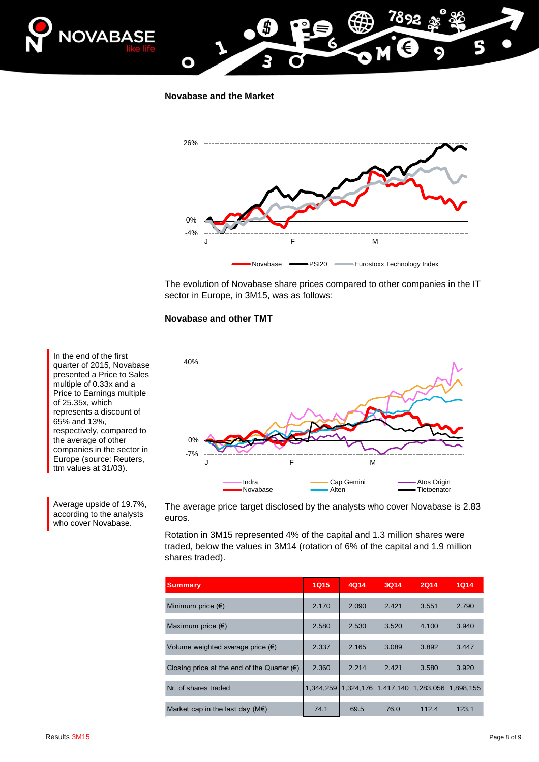## Novabase and the Market

The evolution of Novabase share prices compared to other companies in the IT sector in Europe, in 3M15, was as follows:

## Novabase and other TMT

In the end of the first quarter of 2015, Novabase presented a Price to Sales multiple of 0.33x and a Price to Earnings multiple of 25.35x, which represents a discount of 65% and 13%, respectively, compared to the average of other companies in the sector in Europe (source: Reuters, ttm values at 31/03).

Average upside of 19.7%, according to the analysts who cover Novabase.

The average price target disclosed by the analysts who cover Novabase is 2.83 euros.

Rotation in 3M15 represented 4% of the capital and 1.3 million shares were traded, below the values in 3M14 (rotation of 6% of the capital and 1.9 million shares traded).

| Summary | 1Q15 | 4Q14 | 3Q14 | 2Q14 | 1Q14 |
|---|---|---|---|---|---|
| Minimum price (€) | 2.170 | 2.090 | 2.421 | 3.551 | 2.790 |
| Maximum price (€) | 2.580 | 2.530 | 3.520 | 4.100 | 3.940 |
| Volume weighted average price (€) | 2.337 | 2.165 | 3.089 | 3.892 | 3.447 |
| Closing price at the end of the Quarter (€) | 2.360 | 2.214 | 2.421 | 3.580 | 3.920 |
| Nr. of shares traded | 1,344,259 | 1,324,176 | 1,417,140 | 1,283,056 | 1,898,155 |
| Market cap in the last day (M€) | 74.1 | 69.5 | 76.0 | 112.4 | 123.1 |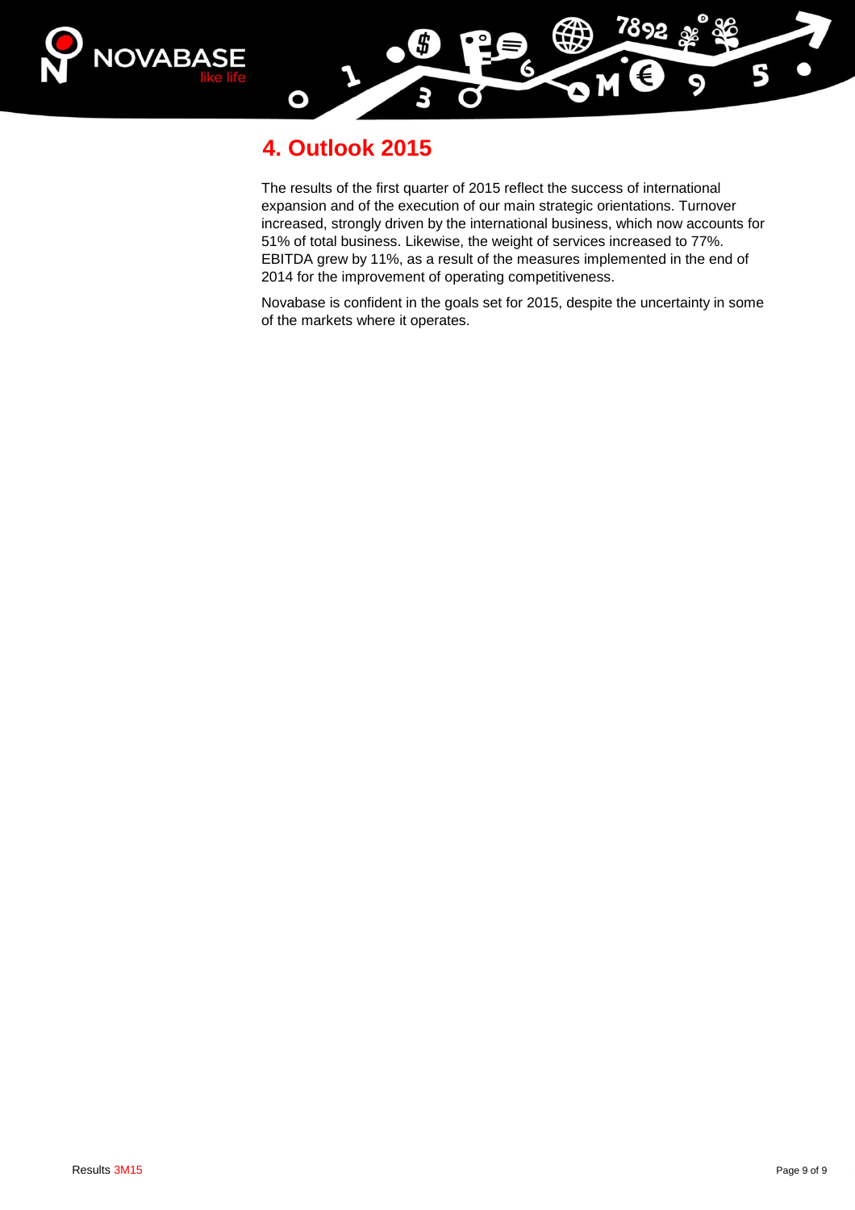## 4. Outlook 2015

The results of the first quarter of 2015 reflect the success of international expansion and of the execution of our main strategic orientations. Turnover increased, strongly driven by the international business, which now accounts for 51% of total business. Likewise, the weight of services increased to 77%. EBITDA grew by 11%, as a result of the measures implemented in the end of 2014 for the improvement of operating competitiveness.

Novabase is confident in the goals set for 2015, despite the uncertainty in some of the markets where it operates.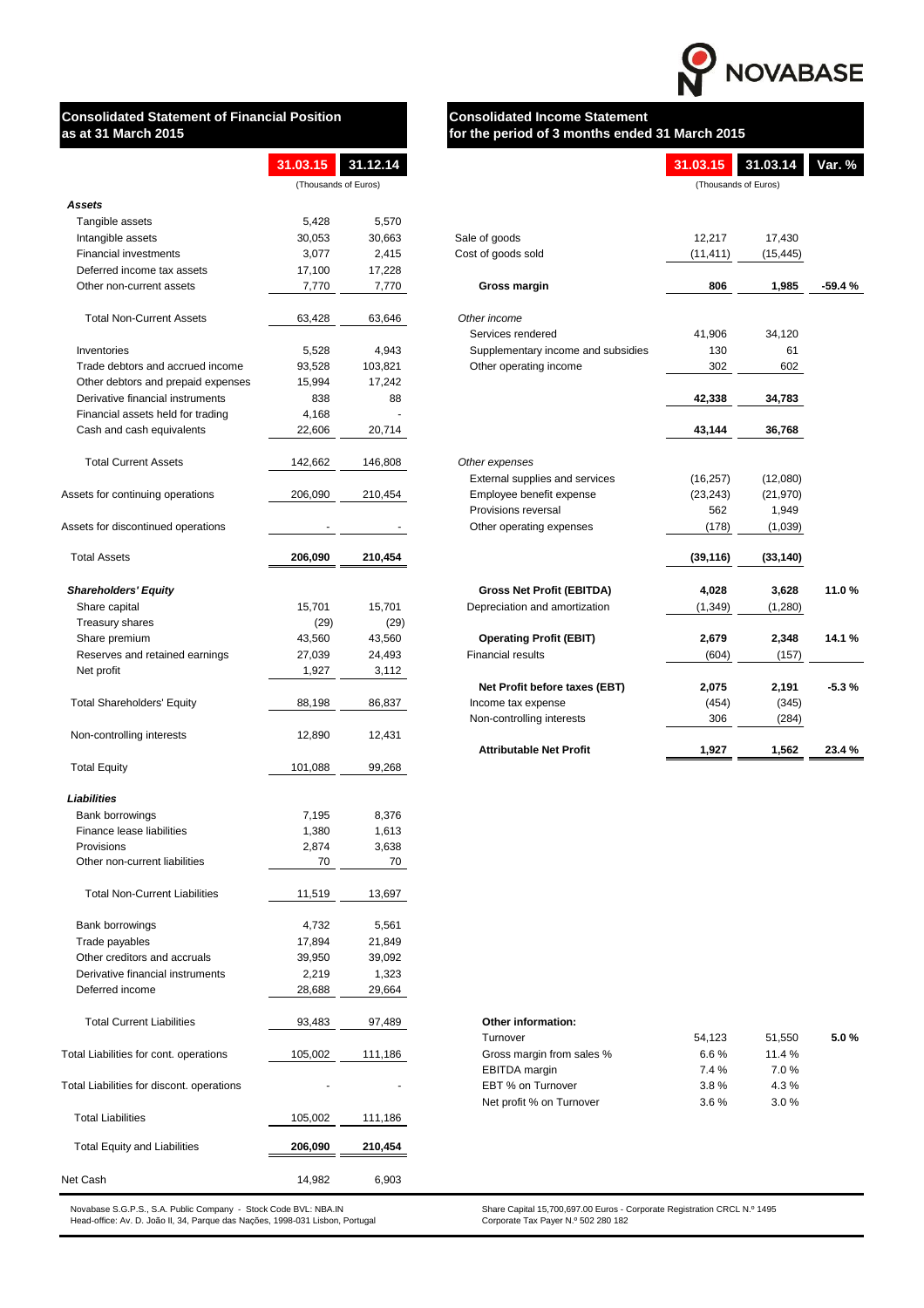NOVABASE

## Consolidated Statement of Financial Position as at 31 March 2015

| | 31.03.15 | 31.12.14 |
|---|---|---|
| | (Thousands of Euros) | |
| ***Assets*** | | |
| Tangible assets | 5,428 | 5,570 |
| Intangible assets | 30,053 | 30,663 |
| Financial investments | 3,077 | 2,415 |
| Deferred income tax assets | 17,100 | 17,228 |
| Other non-current assets | 7,770 | 7,770 |
| Total Non-Current Assets | 63,428 | 63,646 |
| Inventories | 5,528 | 4,943 |
| Trade debtors and accrued income | 93,528 | 103,821 |
| Other debtors and prepaid expenses | 15,994 | 17,242 |
| Derivative financial instruments | 838 | 88 |
| Financial assets held for trading | 4,168 | - |
| Cash and cash equivalents | 22,606 | 20,714 |
| Total Current Assets | 142,662 | 146,808 |
| Assets for continuing operations | 206,090 | 210,454 |
| Assets for discontinued operations | - | - |
| Total Assets | **206,090** | **210,454** |
| ***Shareholders' Equity*** | | |
| Share capital | 15,701 | 15,701 |
| Treasury shares | (29) | (29) |
| Share premium | 43,560 | 43,560 |
| Reserves and retained earnings | 27,039 | 24,493 |
| Net profit | 1,927 | 3,112 |
| Total Shareholders' Equity | 88,198 | 86,837 |
| Non-controlling interests | 12,890 | 12,431 |
| Total Equity | 101,088 | 99,268 |
| ***Liabilities*** | | |
| Bank borrowings | 7,195 | 8,376 |
| Finance lease liabilities | 1,380 | 1,613 |
| Provisions | 2,874 | 3,638 |
| Other non-current liabilities | 70 | 70 |
| Total Non-Current Liabilities | 11,519 | 13,697 |
| Bank borrowings | 4,732 | 5,561 |
| Trade payables | 17,894 | 21,849 |
| Other creditors and accruals | 39,950 | 39,092 |
| Derivative financial instruments | 2,219 | 1,323 |
| Deferred income | 28,688 | 29,664 |
| Total Current Liabilities | 93,483 | 97,489 |
| Total Liabilities for cont. operations | 105,002 | 111,186 |
| Total Liabilities for discont. operations | - | - |
| Total Liabilities | 105,002 | 111,186 |
| Total Equity and Liabilities | **206,090** | **210,454** |
| Net Cash | 14,982 | 6,903 |

## Consolidated Income Statement for the period of 3 months ended 31 March 2015

| | 31.03.15 | 31.03.14 | Var. % |
|---|---|---|---|
| | (Thousands of Euros) | | |
| Sale of goods | 12,217 | 17,430 | |
| Cost of goods sold | (11,411) | (15,445) | |
| **Gross margin** | **806** | **1,985** | **-59.4 %** |
| *Other income* | | | |
| Services rendered | 41,906 | 34,120 | |
| Supplementary income and subsidies | 130 | 61 | |
| Other operating income | 302 | 602 | |
| | **42,338** | **34,783** | |
| | **43,144** | **36,768** | |
| *Other expenses* | | | |
| External supplies and services | (16,257) | (12,080) | |
| Employee benefit expense | (23,243) | (21,970) | |
| Provisions reversal | 562 | 1,949 | |
| Other operating expenses | (178) | (1,039) | |
| | **(39,116)** | **(33,140)** | |
| **Gross Net Profit (EBITDA)** | **4,028** | **3,628** | **11.0 %** |
| Depreciation and amortization | (1,349) | (1,280) | |
| **Operating Profit (EBIT)** | **2,679** | **2,348** | **14.1 %** |
| Financial results | (604) | (157) | |
| **Net Profit before taxes (EBT)** | **2,075** | **2,191** | **-5.3 %** |
| Income tax expense | (454) | (345) | |
| Non-controlling interests | 306 | (284) | |
| **Attributable Net Profit** | **1,927** | **1,562** | **23.4 %** |

| **Other information:** | 31.03.15 | 31.03.14 | Var. % |
|---|---|---|---|
| Turnover | 54,123 | 51,550 | **5.0 %** |
| Gross margin from sales % | 6.6 % | 11.4 % | |
| EBITDA margin | 7.4 % | 7.0 % | |
| EBT % on Turnover | 3.8 % | 4.3 % | |
| Net profit % on Turnover | 3.6 % | 3.0 % | |

Novabase S.G.P.S., S.A. Public Company - Stock Code BVL: NBA.IN
Head-office: Av. D. João II, 34, Parque das Nações, 1998-031 Lisbon, Portugal

Share Capital 15,700,697.00 Euros - Corporate Registration CRCL N.º 1495
Corporate Tax Payer N.º 502 280 182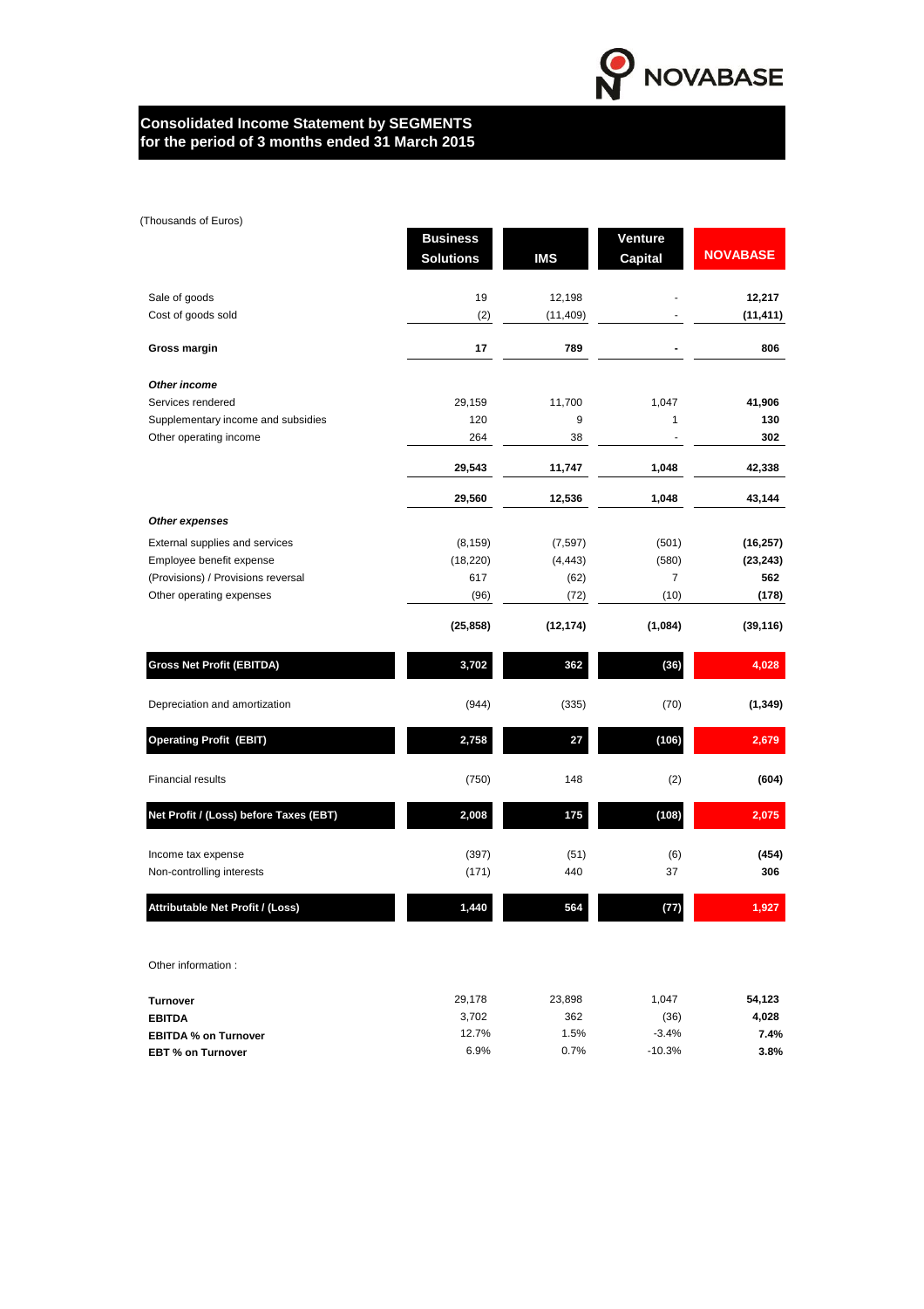NOVABASE

# Consolidated Income Statement by SEGMENTS
# for the period of 3 months ended 31 March 2015

(Thousands of Euros)

| | Business Solutions | IMS | Venture Capital | NOVABASE |
|---|---|---|---|---|
| Sale of goods | 19 | 12,198 | - | **12,217** |
| Cost of goods sold | (2) | (11,409) | - | **(11,411)** |
| **Gross margin** | **17** | **789** | **-** | **806** |
| ***Other income*** | | | | |
| Services rendered | 29,159 | 11,700 | 1,047 | **41,906** |
| Supplementary income and subsidies | 120 | 9 | 1 | **130** |
| Other operating income | 264 | 38 | - | **302** |
| | **29,543** | **11,747** | **1,048** | **42,338** |
| | **29,560** | **12,536** | **1,048** | **43,144** |
| ***Other expenses*** | | | | |
| External supplies and services | (8,159) | (7,597) | (501) | **(16,257)** |
| Employee benefit expense | (18,220) | (4,443) | (580) | **(23,243)** |
| (Provisions) / Provisions reversal | 617 | (62) | 7 | **562** |
| Other operating expenses | (96) | (72) | (10) | **(178)** |
| | **(25,858)** | **(12,174)** | **(1,084)** | **(39,116)** |
| **Gross Net Profit (EBITDA)** | **3,702** | **362** | **(36)** | **4,028** |
| Depreciation and amortization | (944) | (335) | (70) | **(1,349)** |
| **Operating Profit (EBIT)** | **2,758** | **27** | **(106)** | **2,679** |
| Financial results | (750) | 148 | (2) | **(604)** |
| **Net Profit / (Loss) before Taxes (EBT)** | **2,008** | **175** | **(108)** | **2,075** |
| Income tax expense | (397) | (51) | (6) | **(454)** |
| Non-controlling interests | (171) | 440 | 37 | **306** |
| **Attributable Net Profit / (Loss)** | **1,440** | **564** | **(77)** | **1,927** |

Other information :

| | Business Solutions | IMS | Venture Capital | NOVABASE |
|---|---|---|---|---|
| **Turnover** | 29,178 | 23,898 | 1,047 | **54,123** |
| **EBITDA** | 3,702 | 362 | (36) | **4,028** |
| **EBITDA % on Turnover** | 12.7% | 1.5% | -3.4% | **7.4%** |
| **EBT % on Turnover** | 6.9% | 0.7% | -10.3% | **3.8%** |